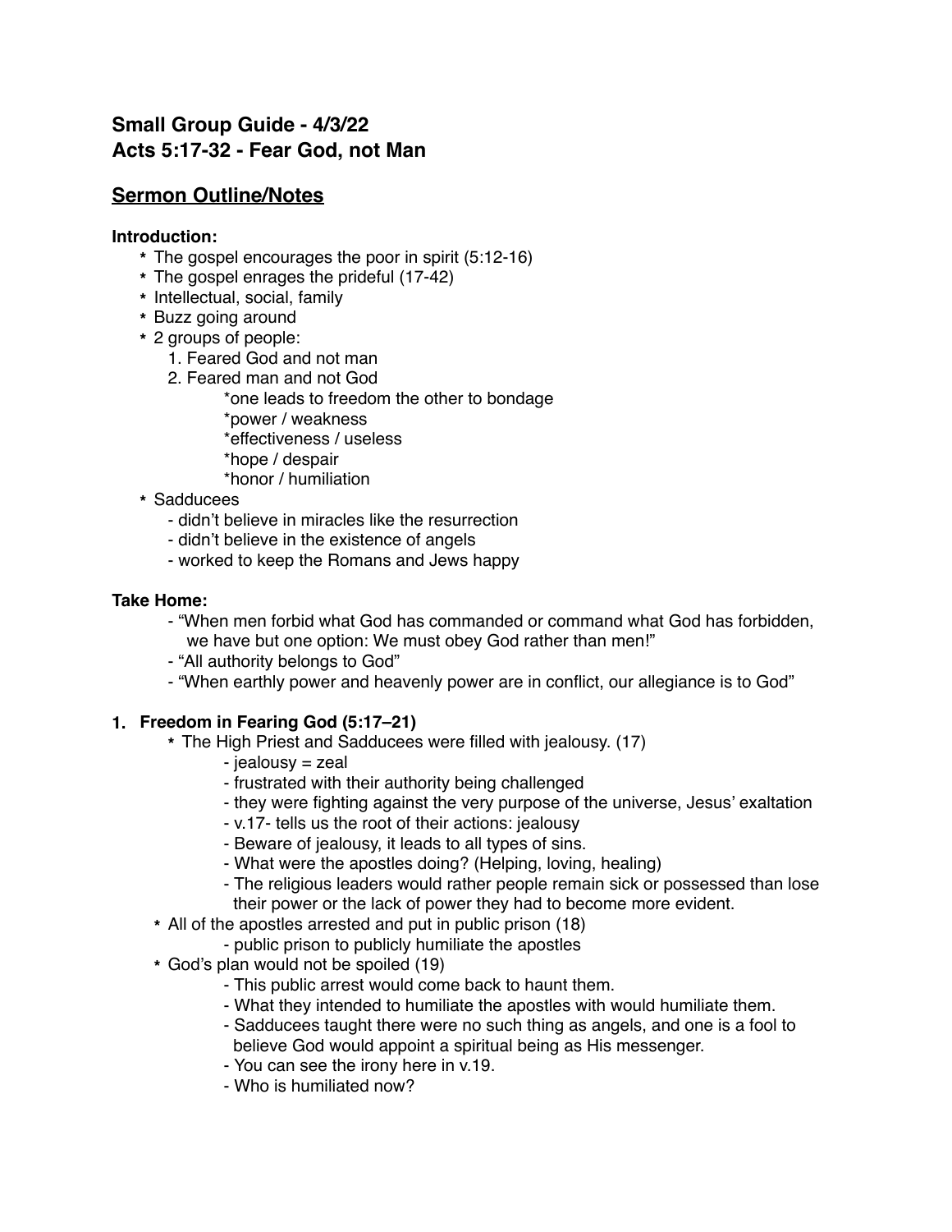# Small Group Guide - 4/3/22
# Acts 5:17-32 - Fear God, not Man

## Sermon Outline/Notes

**Introduction:**

- The gospel encourages the poor in spirit (5:12-16)
- The gospel enrages the prideful (17-42)
- Intellectual, social, family
- Buzz going around
- 2 groups of people:
  1. Feared God and not man
  2. Feared man and not God
     - *one leads to freedom the other to bondage
     - *power / weakness
     - *effectiveness / useless
     - *hope / despair
     - *honor / humiliation
- Sadducees
  - didn't believe in miracles like the resurrection
  - didn't believe in the existence of angels
  - worked to keep the Romans and Jews happy

**Take Home:**

- "When men forbid what God has commanded or command what God has forbidden, we have but one option: We must obey God rather than men!"
- "All authority belongs to God"
- "When earthly power and heavenly power are in conflict, our allegiance is to God"

### 1. Freedom in Fearing God (5:17–21)

- The High Priest and Sadducees were filled with jealousy. (17)
  - jealousy = zeal
  - frustrated with their authority being challenged
  - they were fighting against the very purpose of the universe, Jesus' exaltation
  - v.17- tells us the root of their actions: jealousy
  - Beware of jealousy, it leads to all types of sins.
  - What were the apostles doing? (Helping, loving, healing)
  - The religious leaders would rather people remain sick or possessed than lose their power or the lack of power they had to become more evident.
- All of the apostles arrested and put in public prison (18)
  - public prison to publicly humiliate the apostles
- God's plan would not be spoiled (19)
  - This public arrest would come back to haunt them.
  - What they intended to humiliate the apostles with would humiliate them.
  - Sadducees taught there were no such thing as angels, and one is a fool to believe God would appoint a spiritual being as His messenger.
  - You can see the irony here in v.19.
  - Who is humiliated now?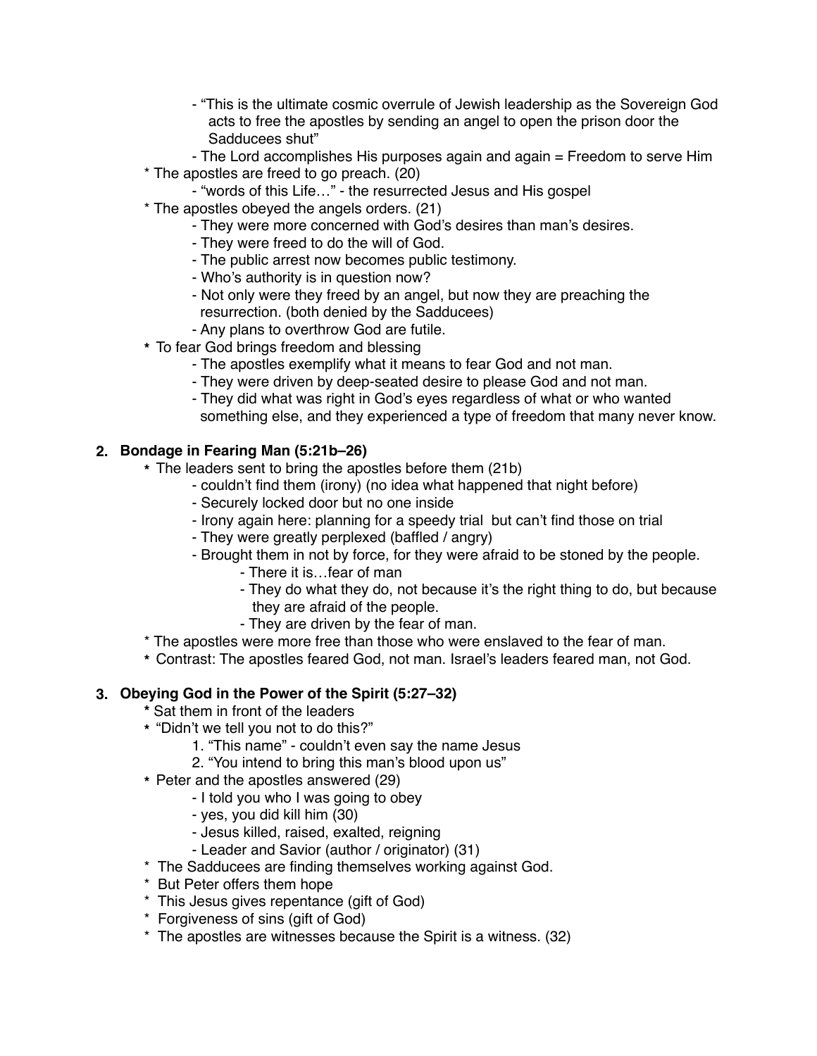- "This is the ultimate cosmic overrule of Jewish leadership as the Sovereign God acts to free the apostles by sending an angel to open the prison door the Sadducees shut"
- The Lord accomplishes His purposes again and again = Freedom to serve Him

* The apostles are freed to go preach. (20)
  - "words of this Life…" - the resurrected Jesus and His gospel
* The apostles obeyed the angels orders. (21)
  - They were more concerned with God's desires than man's desires.
  - They were freed to do the will of God.
  - The public arrest now becomes public testimony.
  - Who's authority is in question now?
  - Not only were they freed by an angel, but now they are preaching the resurrection. (both denied by the Sadducees)
  - Any plans to overthrow God are futile.
* To fear God brings freedom and blessing
  - The apostles exemplify what it means to fear God and not man.
  - They were driven by deep-seated desire to please God and not man.
  - They did what was right in God's eyes regardless of what or who wanted something else, and they experienced a type of freedom that many never know.

## 2. Bondage in Fearing Man (5:21b–26)

* The leaders sent to bring the apostles before them (21b)
  - couldn't find them (irony) (no idea what happened that night before)
  - Securely locked door but no one inside
  - Irony again here: planning for a speedy trial but can't find those on trial
  - They were greatly perplexed (baffled / angry)
  - Brought them in not by force, for they were afraid to be stoned by the people.
    - There it is…fear of man
    - They do what they do, not because it's the right thing to do, but because they are afraid of the people.
    - They are driven by the fear of man.
* The apostles were more free than those who were enslaved to the fear of man.
* Contrast: The apostles feared God, not man. Israel's leaders feared man, not God.

## 3. Obeying God in the Power of the Spirit (5:27–32)

* Sat them in front of the leaders
* "Didn't we tell you not to do this?"
  1. "This name" - couldn't even say the name Jesus
  2. "You intend to bring this man's blood upon us"
* Peter and the apostles answered (29)
  - I told you who I was going to obey
  - yes, you did kill him (30)
  - Jesus killed, raised, exalted, reigning
  - Leader and Savior (author / originator) (31)
* The Sadducees are finding themselves working against God.
* But Peter offers them hope
* This Jesus gives repentance (gift of God)
* Forgiveness of sins (gift of God)
* The apostles are witnesses because the Spirit is a witness. (32)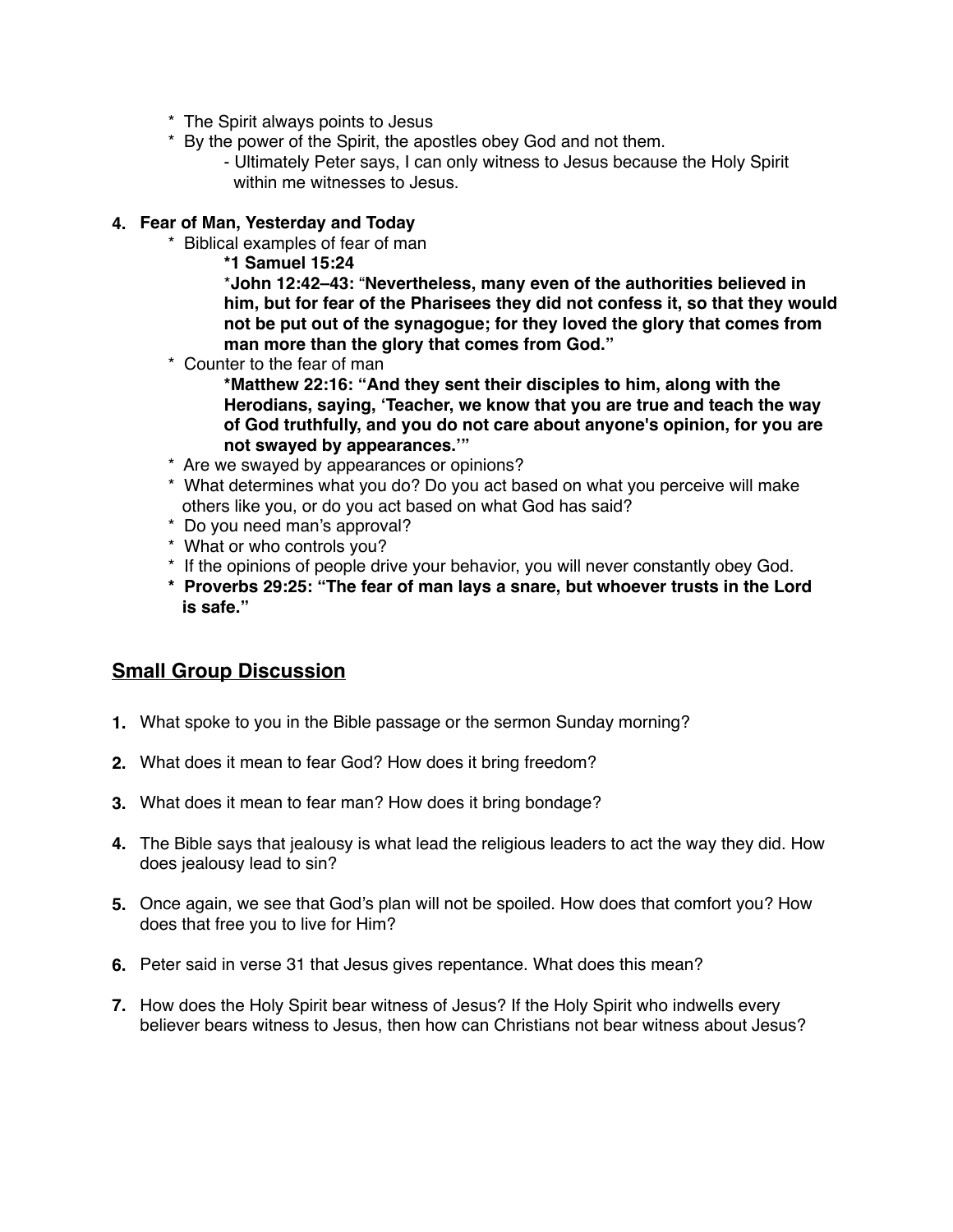* The Spirit always points to Jesus
* By the power of the Spirit, the apostles obey God and not them.
    - Ultimately Peter says, I can only witness to Jesus because the Holy Spirit within me witnesses to Jesus.

4. **Fear of Man, Yesterday and Today**
    * Biblical examples of fear of man

        ***1 Samuel 15:24**

        ***John 12:42–43:** "**Nevertheless, many even of the authorities believed in him, but for fear of the Pharisees they did not confess it, so that they would not be put out of the synagogue; for they loved the glory that comes from man more than the glory that comes from God."**
    * Counter to the fear of man

        ***Matthew 22:16: "And they sent their disciples to him, along with the Herodians, saying, 'Teacher, we know that you are true and teach the way of God truthfully, and you do not care about anyone's opinion, for you are not swayed by appearances.'"**
    * Are we swayed by appearances or opinions?
    * What determines what you do? Do you act based on what you perceive will make others like you, or do you act based on what God has said?
    * Do you need man's approval?
    * What or who controls you?
    * If the opinions of people drive your behavior, you will never constantly obey God.
    * **Proverbs 29:25: "The fear of man lays a snare, but whoever trusts in the Lord is safe."**

## Small Group Discussion

1. What spoke to you in the Bible passage or the sermon Sunday morning?

2. What does it mean to fear God? How does it bring freedom?

3. What does it mean to fear man? How does it bring bondage?

4. The Bible says that jealousy is what lead the religious leaders to act the way they did. How does jealousy lead to sin?

5. Once again, we see that God's plan will not be spoiled. How does that comfort you? How does that free you to live for Him?

6. Peter said in verse 31 that Jesus gives repentance. What does this mean?

7. How does the Holy Spirit bear witness of Jesus? If the Holy Spirit who indwells every believer bears witness to Jesus, then how can Christians not bear witness about Jesus?